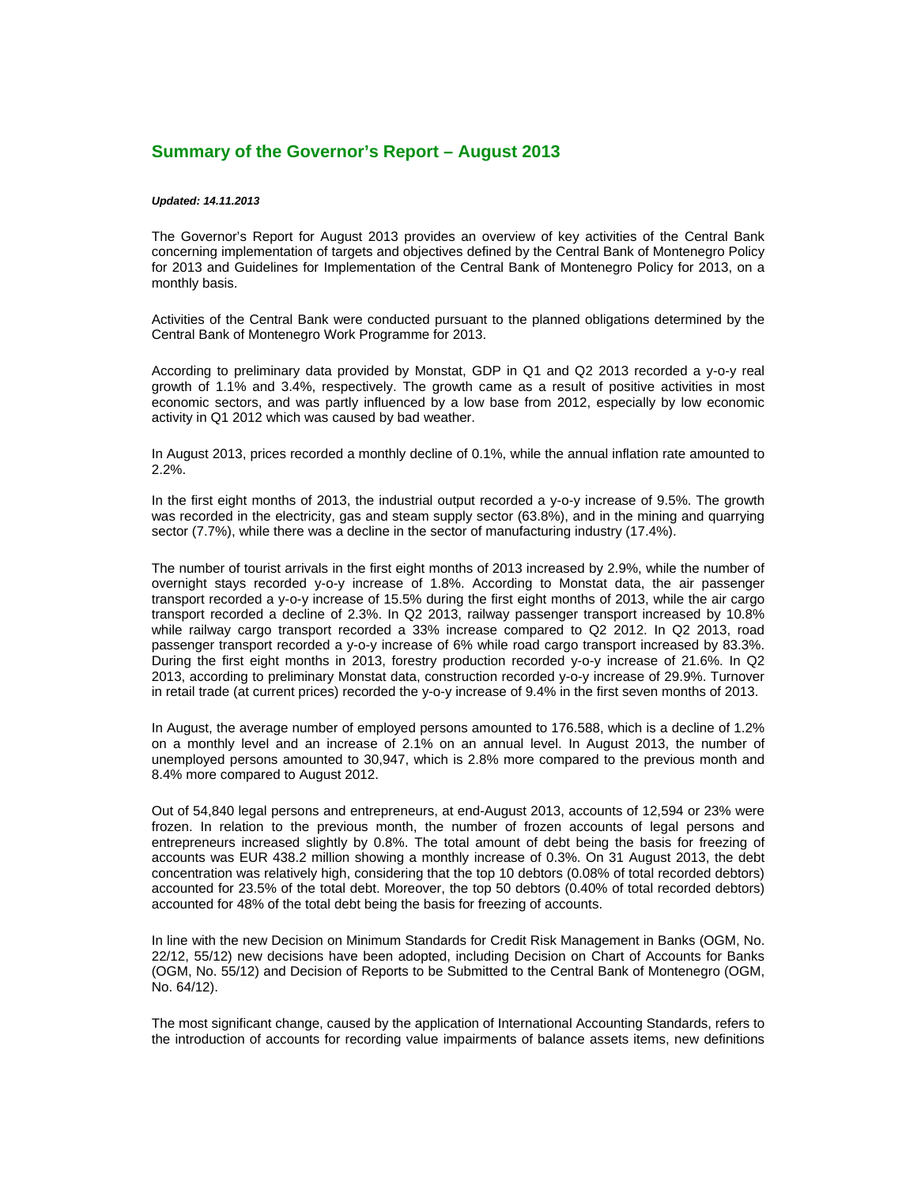## Summary of the Governor's Report – August 2013

***Updated: 14.11.2013***

The Governor's Report for August 2013 provides an overview of key activities of the Central Bank concerning implementation of targets and objectives defined by the Central Bank of Montenegro Policy for 2013 and Guidelines for Implementation of the Central Bank of Montenegro Policy for 2013, on a monthly basis.

Activities of the Central Bank were conducted pursuant to the planned obligations determined by the Central Bank of Montenegro Work Programme for 2013.

According to preliminary data provided by Monstat, GDP in Q1 and Q2 2013 recorded a y-o-y real growth of 1.1% and 3.4%, respectively. The growth came as a result of positive activities in most economic sectors, and was partly influenced by a low base from 2012, especially by low economic activity in Q1 2012 which was caused by bad weather.

In August 2013, prices recorded a monthly decline of 0.1%, while the annual inflation rate amounted to 2.2%.

In the first eight months of 2013, the industrial output recorded a y-o-y increase of 9.5%. The growth was recorded in the electricity, gas and steam supply sector (63.8%), and in the mining and quarrying sector (7.7%), while there was a decline in the sector of manufacturing industry (17.4%).

The number of tourist arrivals in the first eight months of 2013 increased by 2.9%, while the number of overnight stays recorded y-o-y increase of 1.8%. According to Monstat data, the air passenger transport recorded a y-o-y increase of 15.5% during the first eight months of 2013, while the air cargo transport recorded a decline of 2.3%. In Q2 2013, railway passenger transport increased by 10.8% while railway cargo transport recorded a 33% increase compared to Q2 2012. In Q2 2013, road passenger transport recorded a y-o-y increase of 6% while road cargo transport increased by 83.3%. During the first eight months in 2013, forestry production recorded y-o-y increase of 21.6%. In Q2 2013, according to preliminary Monstat data, construction recorded y-o-y increase of 29.9%. Turnover in retail trade (at current prices) recorded the y-o-y increase of 9.4% in the first seven months of 2013.

In August, the average number of employed persons amounted to 176.588, which is a decline of 1.2% on a monthly level and an increase of 2.1% on an annual level. In August 2013, the number of unemployed persons amounted to 30,947, which is 2.8% more compared to the previous month and 8.4% more compared to August 2012.

Out of 54,840 legal persons and entrepreneurs, at end-August 2013, accounts of 12,594 or 23% were frozen. In relation to the previous month, the number of frozen accounts of legal persons and entrepreneurs increased slightly by 0.8%. The total amount of debt being the basis for freezing of accounts was EUR 438.2 million showing a monthly increase of 0.3%. On 31 August 2013, the debt concentration was relatively high, considering that the top 10 debtors (0.08% of total recorded debtors) accounted for 23.5% of the total debt. Moreover, the top 50 debtors (0.40% of total recorded debtors) accounted for 48% of the total debt being the basis for freezing of accounts.

In line with the new Decision on Minimum Standards for Credit Risk Management in Banks (OGM, No. 22/12, 55/12) new decisions have been adopted, including Decision on Chart of Accounts for Banks (OGM, No. 55/12) and Decision of Reports to be Submitted to the Central Bank of Montenegro (OGM, No. 64/12).

The most significant change, caused by the application of International Accounting Standards, refers to the introduction of accounts for recording value impairments of balance assets items, new definitions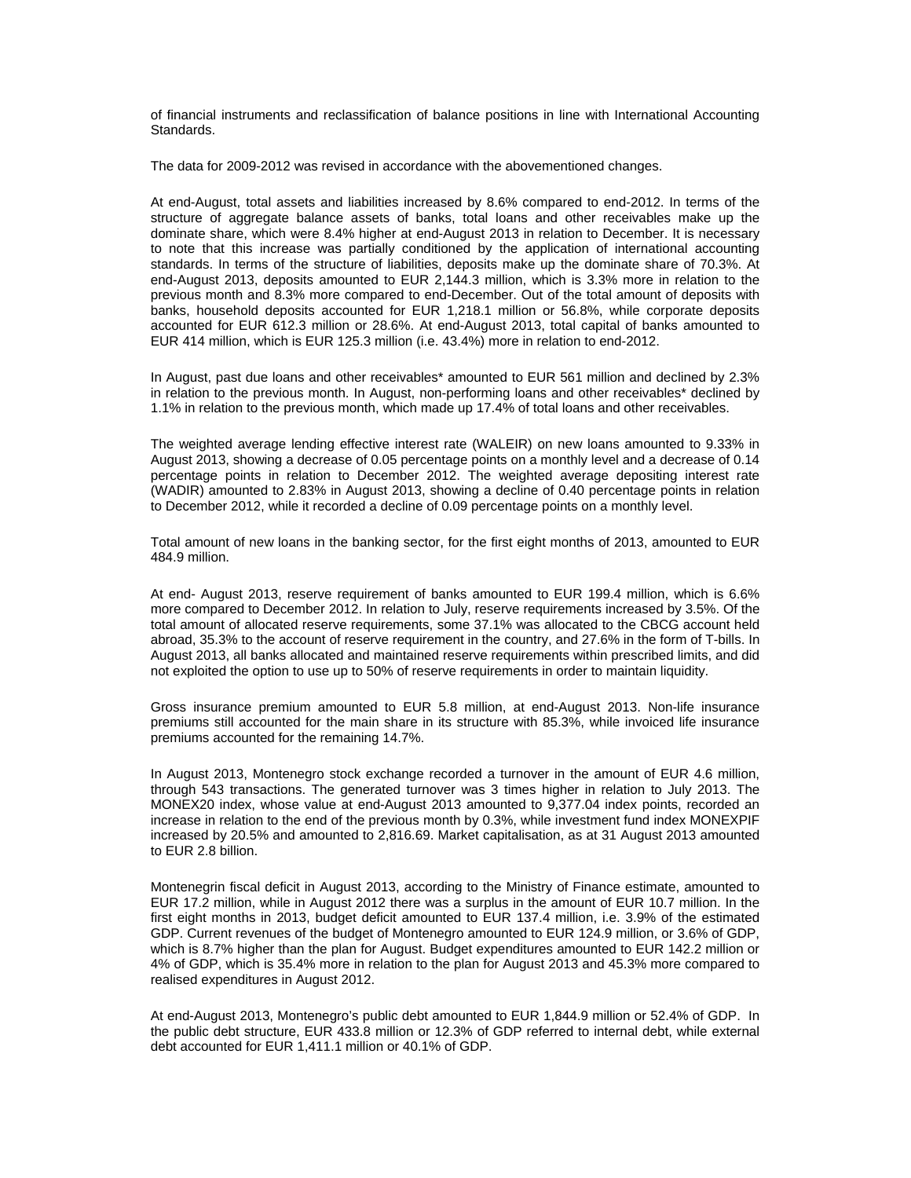of financial instruments and reclassification of balance positions in line with International Accounting Standards.

The data for 2009-2012 was revised in accordance with the abovementioned changes.

At end-August, total assets and liabilities increased by 8.6% compared to end-2012. In terms of the structure of aggregate balance assets of banks, total loans and other receivables make up the dominate share, which were 8.4% higher at end-August 2013 in relation to December. It is necessary to note that this increase was partially conditioned by the application of international accounting standards. In terms of the structure of liabilities, deposits make up the dominate share of 70.3%. At end-August 2013, deposits amounted to EUR 2,144.3 million, which is 3.3% more in relation to the previous month and 8.3% more compared to end-December. Out of the total amount of deposits with banks, household deposits accounted for EUR 1,218.1 million or 56.8%, while corporate deposits accounted for EUR 612.3 million or 28.6%. At end-August 2013, total capital of banks amounted to EUR 414 million, which is EUR 125.3 million (i.e. 43.4%) more in relation to end-2012.

In August, past due loans and other receivables* amounted to EUR 561 million and declined by 2.3% in relation to the previous month. In August, non-performing loans and other receivables* declined by 1.1% in relation to the previous month, which made up 17.4% of total loans and other receivables.

The weighted average lending effective interest rate (WALEIR) on new loans amounted to 9.33% in August 2013, showing a decrease of 0.05 percentage points on a monthly level and a decrease of 0.14 percentage points in relation to December 2012. The weighted average depositing interest rate (WADIR) amounted to 2.83% in August 2013, showing a decline of 0.40 percentage points in relation to December 2012, while it recorded a decline of 0.09 percentage points on a monthly level.

Total amount of new loans in the banking sector, for the first eight months of 2013, amounted to EUR 484.9 million.

At end- August 2013, reserve requirement of banks amounted to EUR 199.4 million, which is 6.6% more compared to December 2012. In relation to July, reserve requirements increased by 3.5%. Of the total amount of allocated reserve requirements, some 37.1% was allocated to the CBCG account held abroad, 35.3% to the account of reserve requirement in the country, and 27.6% in the form of T-bills. In August 2013, all banks allocated and maintained reserve requirements within prescribed limits, and did not exploited the option to use up to 50% of reserve requirements in order to maintain liquidity.

Gross insurance premium amounted to EUR 5.8 million, at end-August 2013. Non-life insurance premiums still accounted for the main share in its structure with 85.3%, while invoiced life insurance premiums accounted for the remaining 14.7%.

In August 2013, Montenegro stock exchange recorded a turnover in the amount of EUR 4.6 million, through 543 transactions. The generated turnover was 3 times higher in relation to July 2013. The MONEX20 index, whose value at end-August 2013 amounted to 9,377.04 index points, recorded an increase in relation to the end of the previous month by 0.3%, while investment fund index MONEXPIF increased by 20.5% and amounted to 2,816.69. Market capitalisation, as at 31 August 2013 amounted to EUR 2.8 billion.

Montenegrin fiscal deficit in August 2013, according to the Ministry of Finance estimate, amounted to EUR 17.2 million, while in August 2012 there was a surplus in the amount of EUR 10.7 million. In the first eight months in 2013, budget deficit amounted to EUR 137.4 million, i.e. 3.9% of the estimated GDP. Current revenues of the budget of Montenegro amounted to EUR 124.9 million, or 3.6% of GDP, which is 8.7% higher than the plan for August. Budget expenditures amounted to EUR 142.2 million or 4% of GDP, which is 35.4% more in relation to the plan for August 2013 and 45.3% more compared to realised expenditures in August 2012.

At end-August 2013, Montenegro's public debt amounted to EUR 1,844.9 million or 52.4% of GDP. In the public debt structure, EUR 433.8 million or 12.3% of GDP referred to internal debt, while external debt accounted for EUR 1,411.1 million or 40.1% of GDP.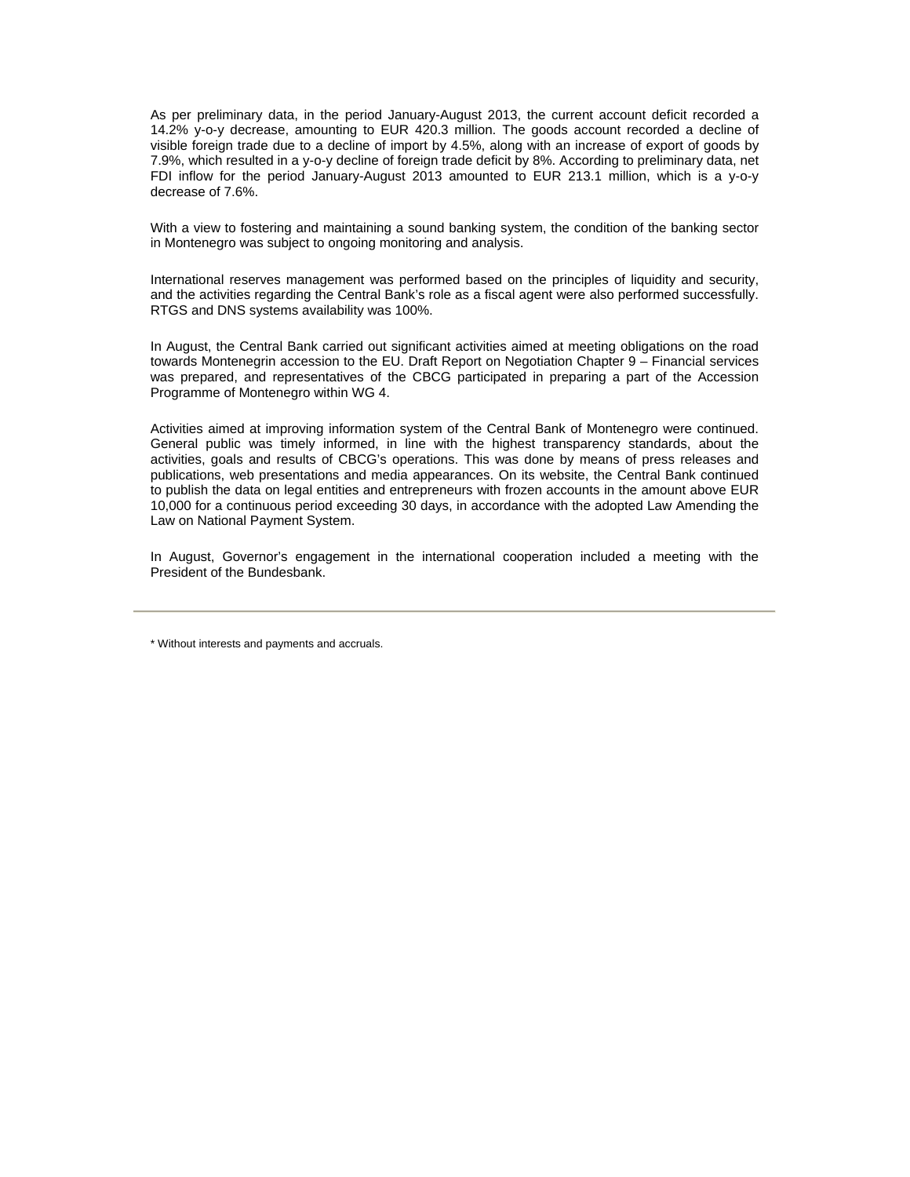As per preliminary data, in the period January-August 2013, the current account deficit recorded a 14.2% y-o-y decrease, amounting to EUR 420.3 million. The goods account recorded a decline of visible foreign trade due to a decline of import by 4.5%, along with an increase of export of goods by 7.9%, which resulted in a y-o-y decline of foreign trade deficit by 8%. According to preliminary data, net FDI inflow for the period January-August 2013 amounted to EUR 213.1 million, which is a y-o-y decrease of 7.6%.

With a view to fostering and maintaining a sound banking system, the condition of the banking sector in Montenegro was subject to ongoing monitoring and analysis.

International reserves management was performed based on the principles of liquidity and security, and the activities regarding the Central Bank's role as a fiscal agent were also performed successfully. RTGS and DNS systems availability was 100%.

In August, the Central Bank carried out significant activities aimed at meeting obligations on the road towards Montenegrin accession to the EU. Draft Report on Negotiation Chapter 9 – Financial services was prepared, and representatives of the CBCG participated in preparing a part of the Accession Programme of Montenegro within WG 4.

Activities aimed at improving information system of the Central Bank of Montenegro were continued. General public was timely informed, in line with the highest transparency standards, about the activities, goals and results of CBCG's operations. This was done by means of press releases and publications, web presentations and media appearances. On its website, the Central Bank continued to publish the data on legal entities and entrepreneurs with frozen accounts in the amount above EUR 10,000 for a continuous period exceeding 30 days, in accordance with the adopted Law Amending the Law on National Payment System.

In August, Governor's engagement in the international cooperation included a meeting with the President of the Bundesbank.

---

* Without interests and payments and accruals.